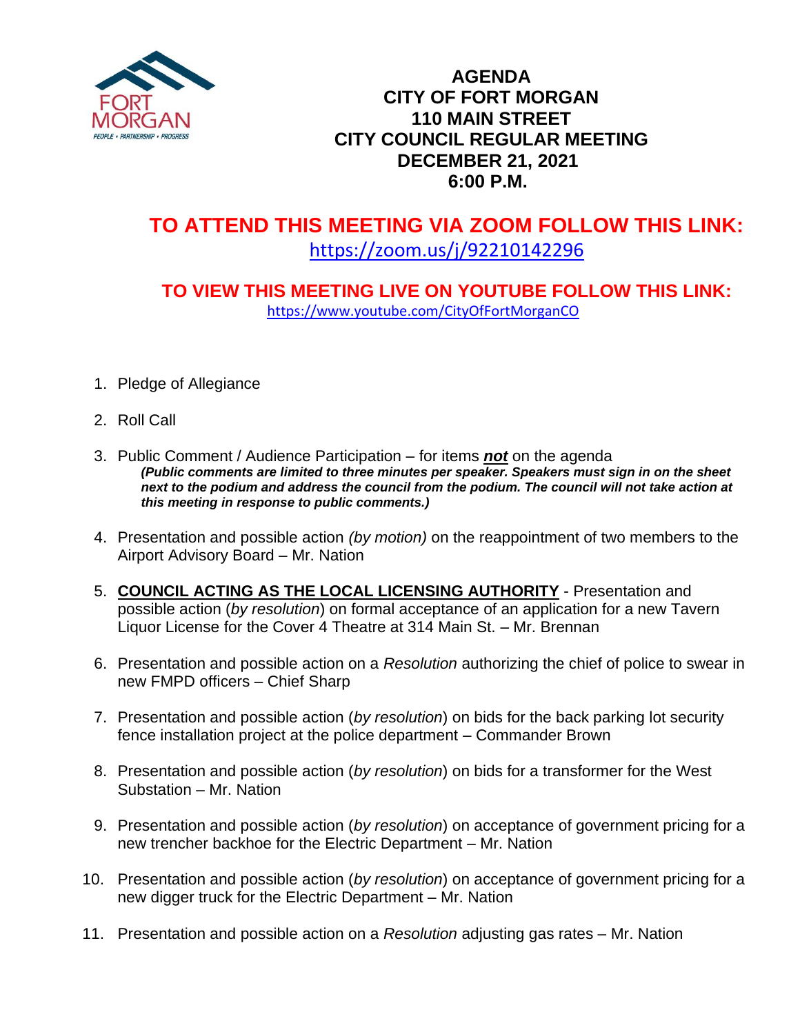# AGENDA
# CITY OF FORT MORGAN
# 110 MAIN STREET
# CITY COUNCIL REGULAR MEETING
# DECEMBER 21, 2021
# 6:00 P.M.

## TO ATTEND THIS MEETING VIA ZOOM FOLLOW THIS LINK:

https://zoom.us/j/92210142296

### TO VIEW THIS MEETING LIVE ON YOUTUBE FOLLOW THIS LINK:

https://www.youtube.com/CityOfFortMorganCO

1. Pledge of Allegiance

2. Roll Call

3. Public Comment / Audience Participation – for items ***not*** on the agenda
   ***(Public comments are limited to three minutes per speaker. Speakers must sign in on the sheet next to the podium and address the council from the podium. The council will not take action at this meeting in response to public comments.)***

4. Presentation and possible action *(by motion)* on the reappointment of two members to the Airport Advisory Board – Mr. Nation

5. **COUNCIL ACTING AS THE LOCAL LICENSING AUTHORITY** - Presentation and possible action (*by resolution*) on formal acceptance of an application for a new Tavern Liquor License for the Cover 4 Theatre at 314 Main St. – Mr. Brennan

6. Presentation and possible action on a *Resolution* authorizing the chief of police to swear in new FMPD officers – Chief Sharp

7. Presentation and possible action (*by resolution*) on bids for the back parking lot security fence installation project at the police department – Commander Brown

8. Presentation and possible action (*by resolution*) on bids for a transformer for the West Substation – Mr. Nation

9. Presentation and possible action (*by resolution*) on acceptance of government pricing for a new trencher backhoe for the Electric Department – Mr. Nation

10. Presentation and possible action (*by resolution*) on acceptance of government pricing for a new digger truck for the Electric Department – Mr. Nation

11. Presentation and possible action on a *Resolution* adjusting gas rates – Mr. Nation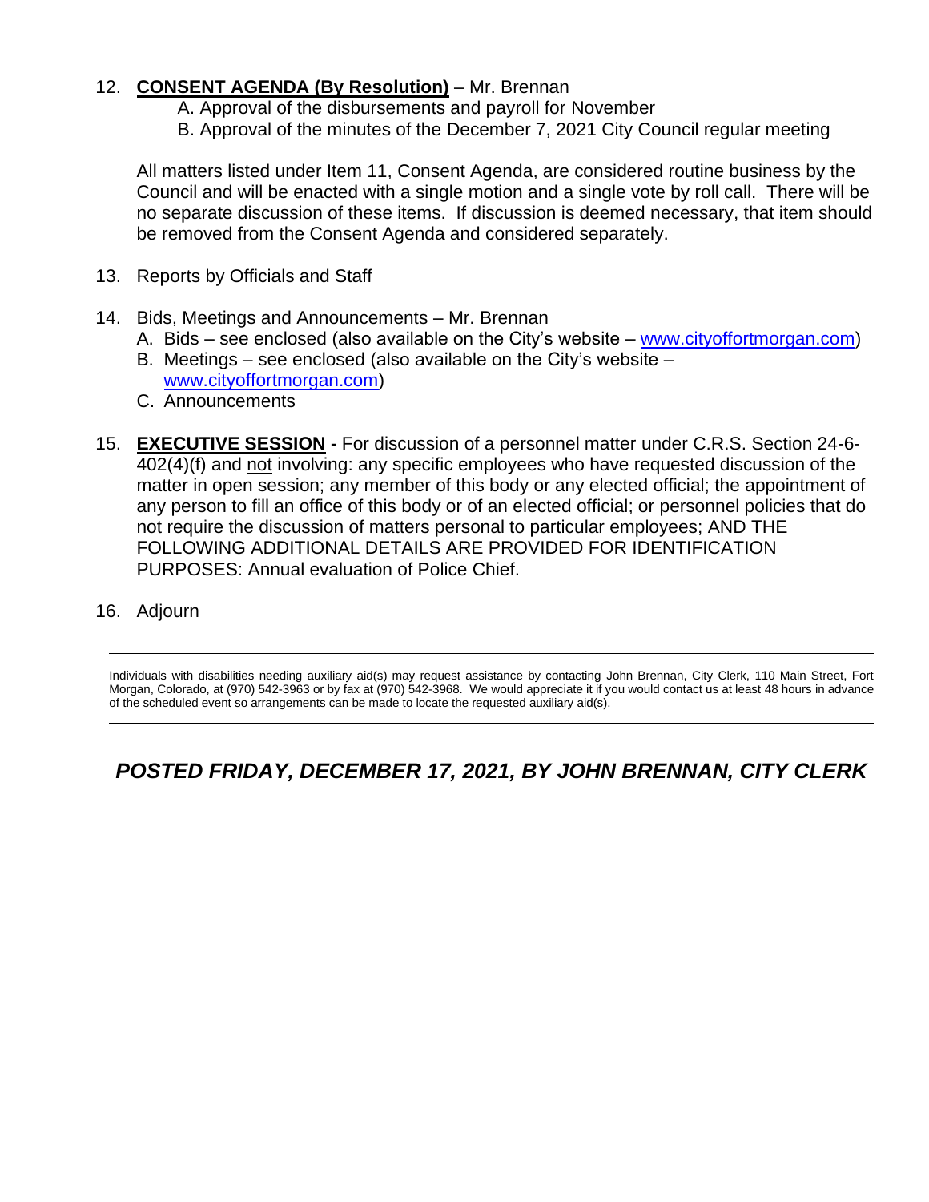12. **CONSENT AGENDA (By Resolution)** – Mr. Brennan
    A. Approval of the disbursements and payroll for November
    B. Approval of the minutes of the December 7, 2021 City Council regular meeting

    All matters listed under Item 11, Consent Agenda, are considered routine business by the Council and will be enacted with a single motion and a single vote by roll call. There will be no separate discussion of these items. If discussion is deemed necessary, that item should be removed from the Consent Agenda and considered separately.

13. Reports by Officials and Staff

14. Bids, Meetings and Announcements – Mr. Brennan
    A. Bids – see enclosed (also available on the City's website – www.cityoffortmorgan.com)
    B. Meetings – see enclosed (also available on the City's website – www.cityoffortmorgan.com)
    C. Announcements

15. **EXECUTIVE SESSION -** For discussion of a personnel matter under C.R.S. Section 24-6-402(4)(f) and not involving: any specific employees who have requested discussion of the matter in open session; any member of this body or any elected official; the appointment of any person to fill an office of this body or of an elected official; or personnel policies that do not require the discussion of matters personal to particular employees; AND THE FOLLOWING ADDITIONAL DETAILS ARE PROVIDED FOR IDENTIFICATION PURPOSES: Annual evaluation of Police Chief.

16. Adjourn

---

Individuals with disabilities needing auxiliary aid(s) may request assistance by contacting John Brennan, City Clerk, 110 Main Street, Fort Morgan, Colorado, at (970) 542-3963 or by fax at (970) 542-3968. We would appreciate it if you would contact us at least 48 hours in advance of the scheduled event so arrangements can be made to locate the requested auxiliary aid(s).

---

***POSTED FRIDAY, DECEMBER 17, 2021, BY JOHN BRENNAN, CITY CLERK***